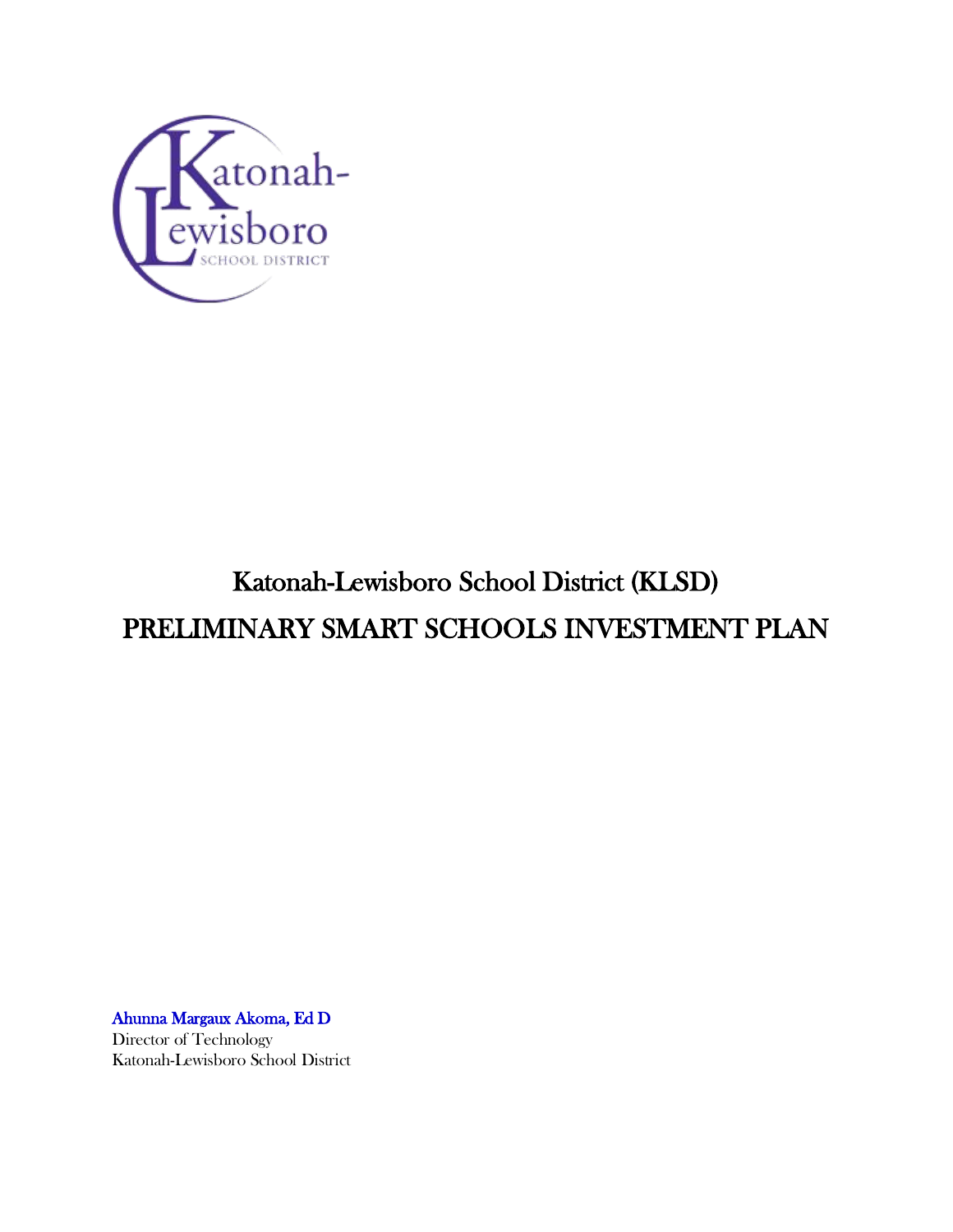# Katonah-Lewisboro School District (KLSD)

# PRELIMINARY SMART SCHOOLS INVESTMENT PLAN

Ahunna Margaux Akoma, Ed D
Director of Technology
Katonah-Lewisboro School District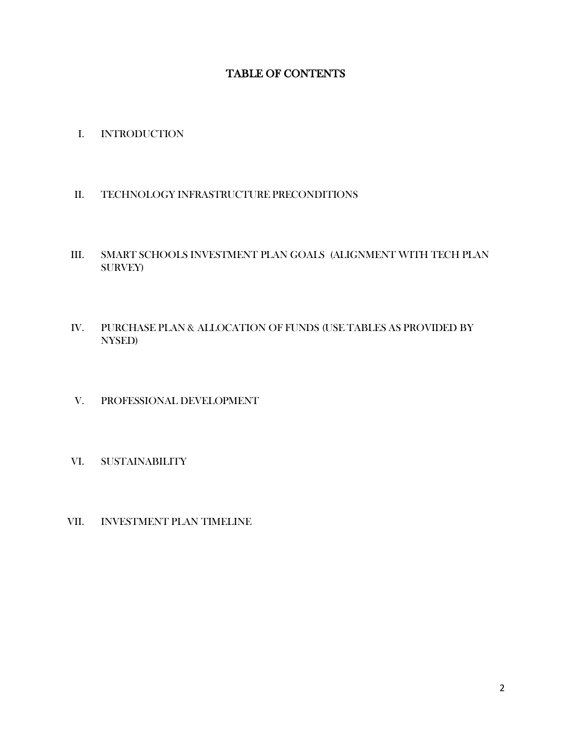# TABLE OF CONTENTS

I. INTRODUCTION

II. TECHNOLOGY INFRASTRUCTURE PRECONDITIONS

III. SMART SCHOOLS INVESTMENT PLAN GOALS (ALIGNMENT WITH TECH PLAN SURVEY)

IV. PURCHASE PLAN & ALLOCATION OF FUNDS (USE TABLES AS PROVIDED BY NYSED)

V. PROFESSIONAL DEVELOPMENT

VI. SUSTAINABILITY

VII. INVESTMENT PLAN TIMELINE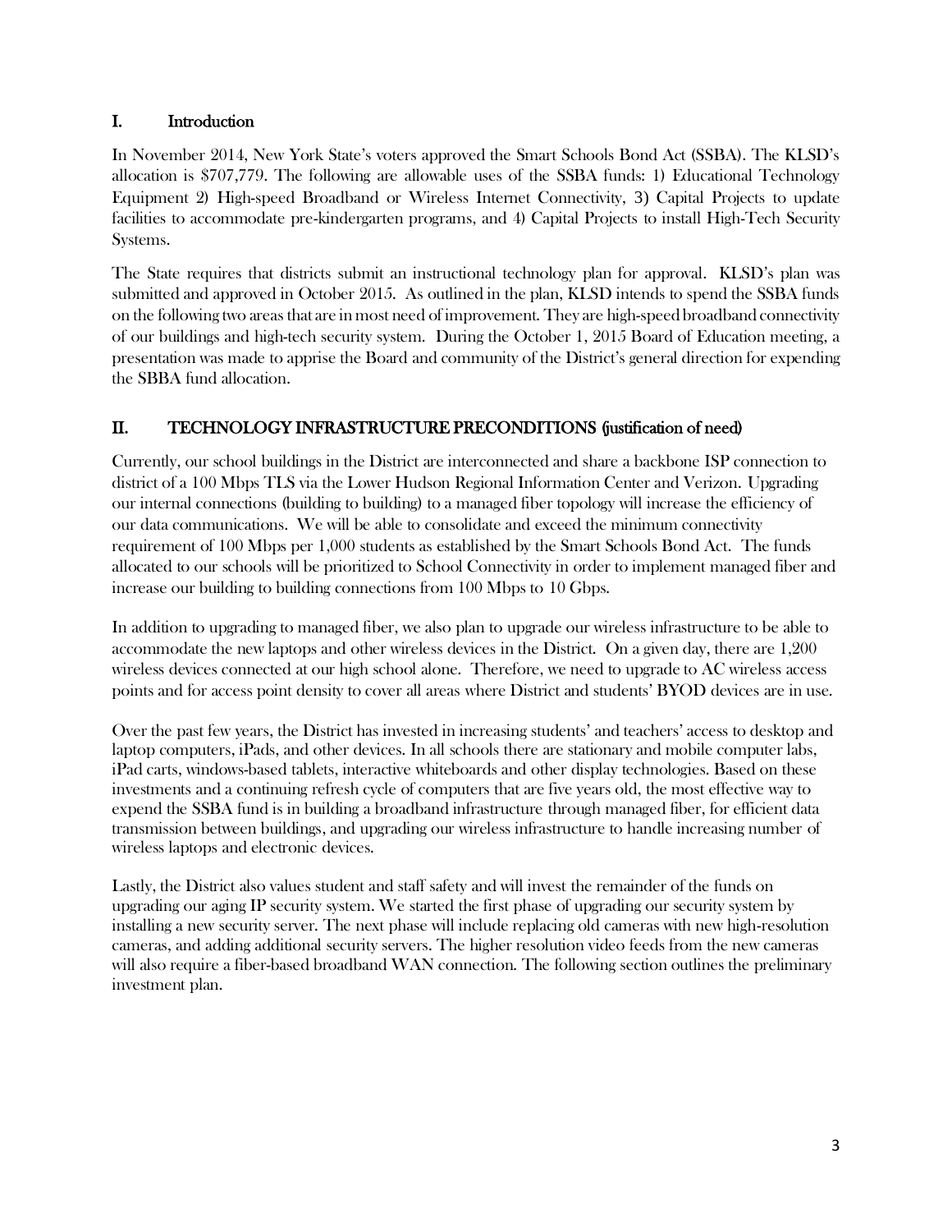## I. Introduction

In November 2014, New York State's voters approved the Smart Schools Bond Act (SSBA). The KLSD's allocation is $707,779. The following are allowable uses of the SSBA funds: 1) Educational Technology Equipment 2) High-speed Broadband or Wireless Internet Connectivity, 3) Capital Projects to update facilities to accommodate pre-kindergarten programs, and 4) Capital Projects to install High-Tech Security Systems.

The State requires that districts submit an instructional technology plan for approval. KLSD's plan was submitted and approved in October 2015. As outlined in the plan, KLSD intends to spend the SSBA funds on the following two areas that are in most need of improvement. They are high-speed broadband connectivity of our buildings and high-tech security system. During the October 1, 2015 Board of Education meeting, a presentation was made to apprise the Board and community of the District's general direction for expending the SBBA fund allocation.

## II. TECHNOLOGY INFRASTRUCTURE PRECONDITIONS (justification of need)

Currently, our school buildings in the District are interconnected and share a backbone ISP connection to district of a 100 Mbps TLS via the Lower Hudson Regional Information Center and Verizon. Upgrading our internal connections (building to building) to a managed fiber topology will increase the efficiency of our data communications. We will be able to consolidate and exceed the minimum connectivity requirement of 100 Mbps per 1,000 students as established by the Smart Schools Bond Act. The funds allocated to our schools will be prioritized to School Connectivity in order to implement managed fiber and increase our building to building connections from 100 Mbps to 10 Gbps.

In addition to upgrading to managed fiber, we also plan to upgrade our wireless infrastructure to be able to accommodate the new laptops and other wireless devices in the District. On a given day, there are 1,200 wireless devices connected at our high school alone. Therefore, we need to upgrade to AC wireless access points and for access point density to cover all areas where District and students' BYOD devices are in use.

Over the past few years, the District has invested in increasing students' and teachers' access to desktop and laptop computers, iPads, and other devices. In all schools there are stationary and mobile computer labs, iPad carts, windows-based tablets, interactive whiteboards and other display technologies. Based on these investments and a continuing refresh cycle of computers that are five years old, the most effective way to expend the SSBA fund is in building a broadband infrastructure through managed fiber, for efficient data transmission between buildings, and upgrading our wireless infrastructure to handle increasing number of wireless laptops and electronic devices.

Lastly, the District also values student and staff safety and will invest the remainder of the funds on upgrading our aging IP security system. We started the first phase of upgrading our security system by installing a new security server. The next phase will include replacing old cameras with new high-resolution cameras, and adding additional security servers. The higher resolution video feeds from the new cameras will also require a fiber-based broadband WAN connection. The following section outlines the preliminary investment plan.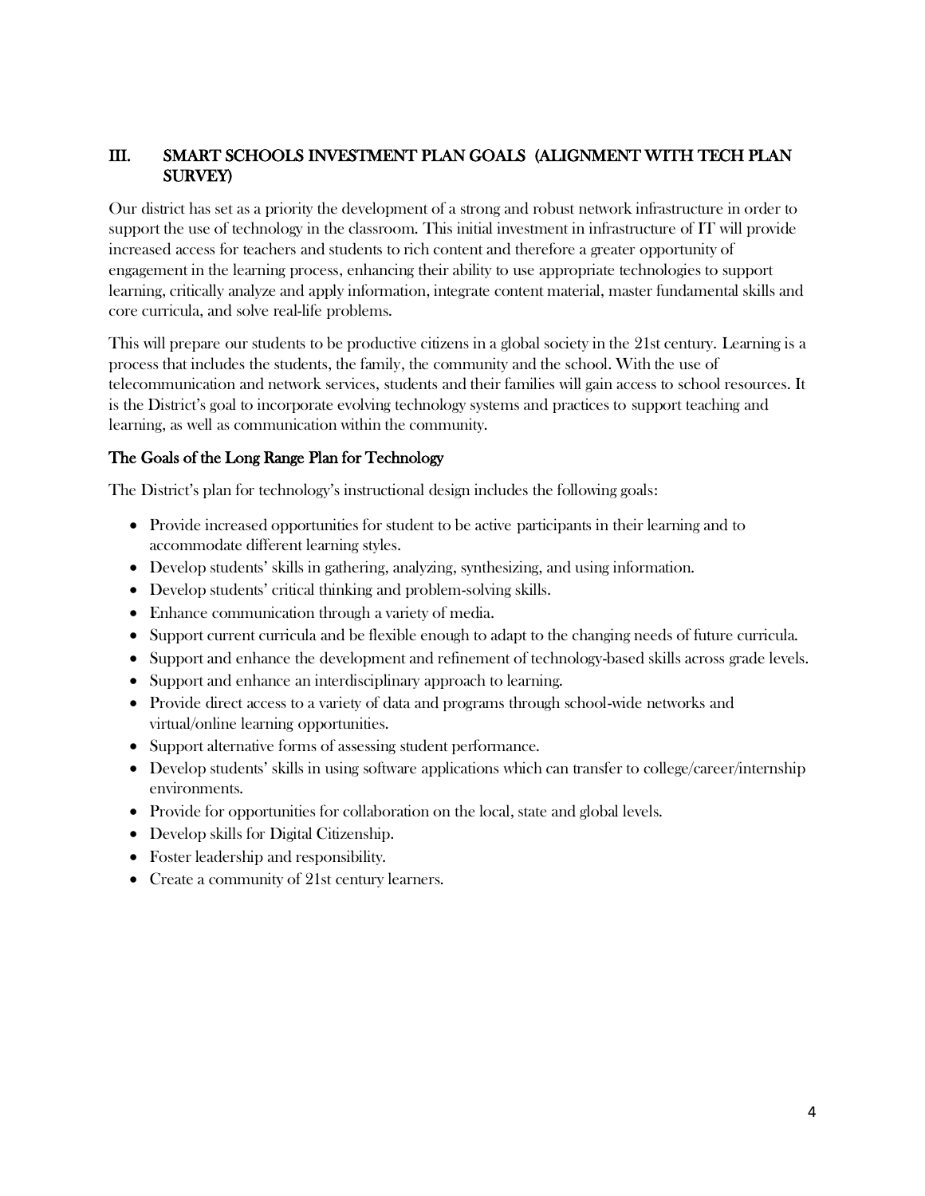## III. SMART SCHOOLS INVESTMENT PLAN GOALS (ALIGNMENT WITH TECH PLAN SURVEY)

Our district has set as a priority the development of a strong and robust network infrastructure in order to support the use of technology in the classroom. This initial investment in infrastructure of IT will provide increased access for teachers and students to rich content and therefore a greater opportunity of engagement in the learning process, enhancing their ability to use appropriate technologies to support learning, critically analyze and apply information, integrate content material, master fundamental skills and core curricula, and solve real-life problems.

This will prepare our students to be productive citizens in a global society in the 21st century. Learning is a process that includes the students, the family, the community and the school. With the use of telecommunication and network services, students and their families will gain access to school resources. It is the District's goal to incorporate evolving technology systems and practices to support teaching and learning, as well as communication within the community.

### The Goals of the Long Range Plan for Technology

The District's plan for technology's instructional design includes the following goals:

- Provide increased opportunities for student to be active participants in their learning and to accommodate different learning styles.
- Develop students' skills in gathering, analyzing, synthesizing, and using information.
- Develop students' critical thinking and problem-solving skills.
- Enhance communication through a variety of media.
- Support current curricula and be flexible enough to adapt to the changing needs of future curricula.
- Support and enhance the development and refinement of technology-based skills across grade levels.
- Support and enhance an interdisciplinary approach to learning.
- Provide direct access to a variety of data and programs through school-wide networks and virtual/online learning opportunities.
- Support alternative forms of assessing student performance.
- Develop students' skills in using software applications which can transfer to college/career/internship environments.
- Provide for opportunities for collaboration on the local, state and global levels.
- Develop skills for Digital Citizenship.
- Foster leadership and responsibility.
- Create a community of 21st century learners.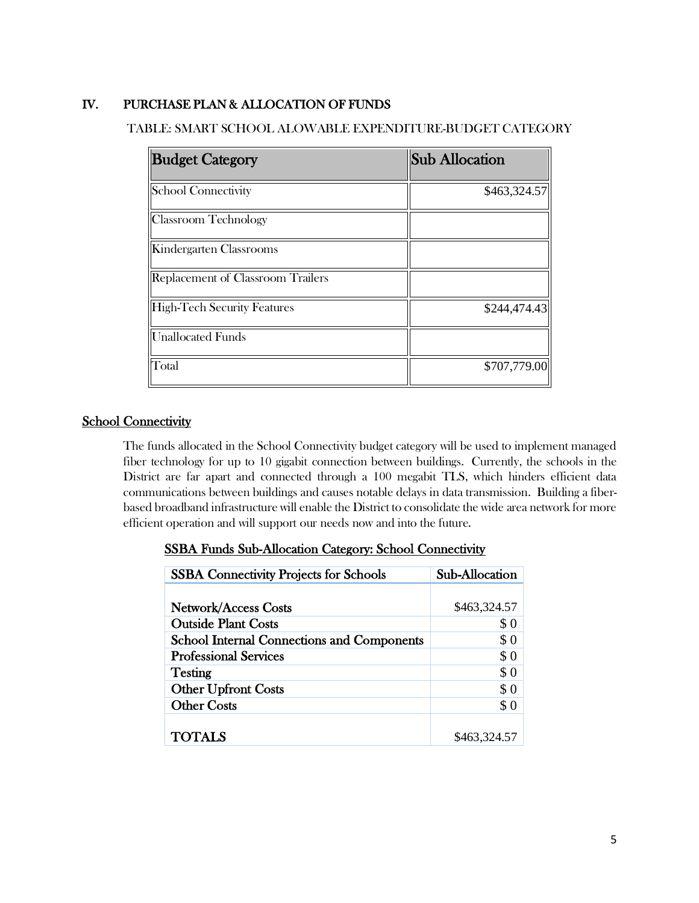## IV. PURCHASE PLAN & ALLOCATION OF FUNDS

TABLE: SMART SCHOOL ALOWABLE EXPENDITURE-BUDGET CATEGORY

| Budget Category | Sub Allocation |
|---|---|
| School Connectivity | $463,324.57 |
| Classroom Technology | |
| Kindergarten Classrooms | |
| Replacement of Classroom Trailers | |
| High-Tech Security Features | $244,474.43 |
| Unallocated Funds | |
| Total | $707,779.00 |

### School Connectivity

The funds allocated in the School Connectivity budget category will be used to implement managed fiber technology for up to 10 gigabit connection between buildings. Currently, the schools in the District are far apart and connected through a 100 megabit TLS, which hinders efficient data communications between buildings and causes notable delays in data transmission. Building a fiber-based broadband infrastructure will enable the District to consolidate the wide area network for more efficient operation and will support our needs now and into the future.

**SSBA Funds Sub-Allocation Category: School Connectivity**

| SSBA Connectivity Projects for Schools | Sub-Allocation |
|---|---|
| **Network/Access Costs** | $463,324.57 |
| **Outside Plant Costs** | $ 0 |
| **School Internal Connections and Components** | $ 0 |
| **Professional Services** | $ 0 |
| **Testing** | $ 0 |
| **Other Upfront Costs** | $ 0 |
| **Other Costs** | $ 0 |
| **TOTALS** | $463,324.57 |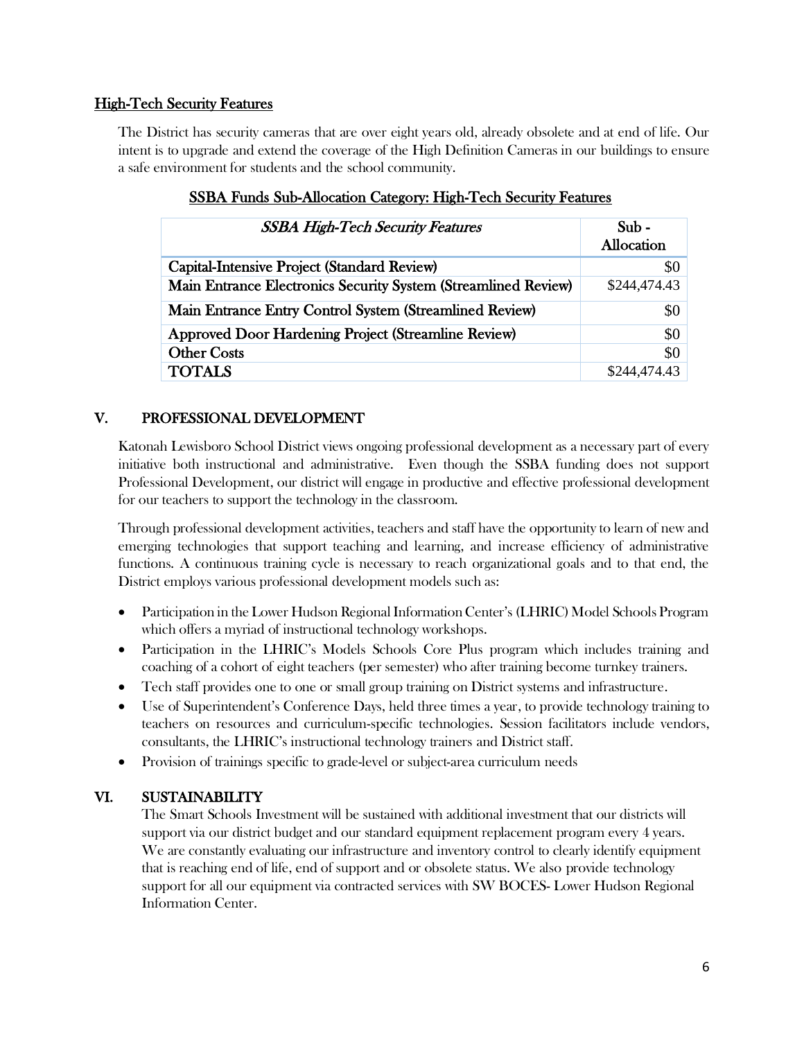## High-Tech Security Features

The District has security cameras that are over eight years old, already obsolete and at end of life. Our intent is to upgrade and extend the coverage of the High Definition Cameras in our buildings to ensure a safe environment for students and the school community.

### SSBA Funds Sub-Allocation Category: High-Tech Security Features

| *SSBA High-Tech Security Features* | Sub - Allocation |
|---|---|
| Capital-Intensive Project (Standard Review) | $0 |
| Main Entrance Electronics Security System (Streamlined Review) | $244,474.43 |
| Main Entrance Entry Control System (Streamlined Review) | $0 |
| Approved Door Hardening Project (Streamline Review) | $0 |
| Other Costs | $0 |
| TOTALS | $244,474.43 |

## V. PROFESSIONAL DEVELOPMENT

Katonah Lewisboro School District views ongoing professional development as a necessary part of every initiative both instructional and administrative. Even though the SSBA funding does not support Professional Development, our district will engage in productive and effective professional development for our teachers to support the technology in the classroom.

Through professional development activities, teachers and staff have the opportunity to learn of new and emerging technologies that support teaching and learning, and increase efficiency of administrative functions. A continuous training cycle is necessary to reach organizational goals and to that end, the District employs various professional development models such as:

- Participation in the Lower Hudson Regional Information Center's (LHRIC) Model Schools Program which offers a myriad of instructional technology workshops.
- Participation in the LHRIC's Models Schools Core Plus program which includes training and coaching of a cohort of eight teachers (per semester) who after training become turnkey trainers.
- Tech staff provides one to one or small group training on District systems and infrastructure.
- Use of Superintendent's Conference Days, held three times a year, to provide technology training to teachers on resources and curriculum-specific technologies. Session facilitators include vendors, consultants, the LHRIC's instructional technology trainers and District staff.
- Provision of trainings specific to grade-level or subject-area curriculum needs

## VI. SUSTAINABILITY

The Smart Schools Investment will be sustained with additional investment that our districts will support via our district budget and our standard equipment replacement program every 4 years. We are constantly evaluating our infrastructure and inventory control to clearly identify equipment that is reaching end of life, end of support and or obsolete status. We also provide technology support for all our equipment via contracted services with SW BOCES- Lower Hudson Regional Information Center.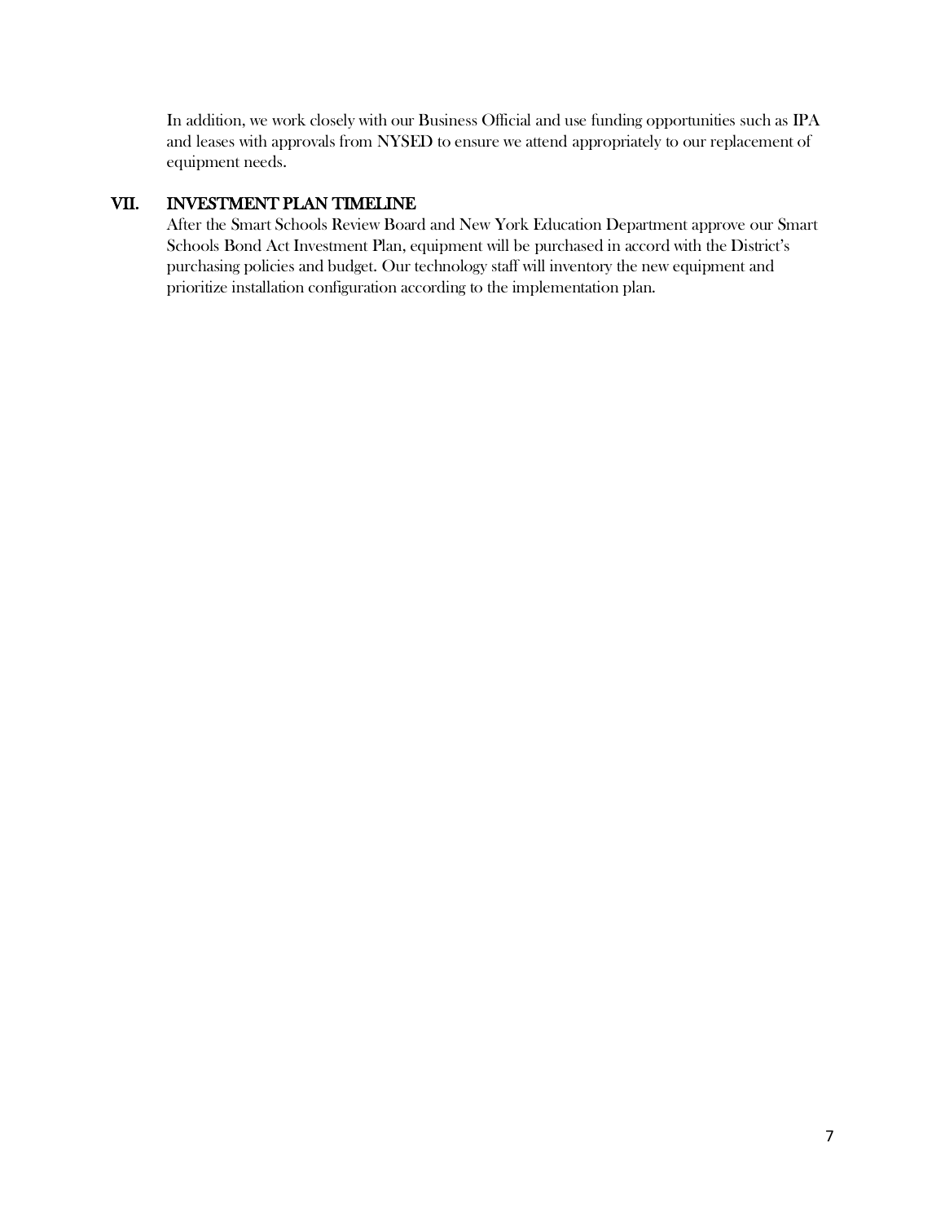In addition, we work closely with our Business Official and use funding opportunities such as IPA and leases with approvals from NYSED to ensure we attend appropriately to our replacement of equipment needs.

## VII. INVESTMENT PLAN TIMELINE

After the Smart Schools Review Board and New York Education Department approve our Smart Schools Bond Act Investment Plan, equipment will be purchased in accord with the District's purchasing policies and budget. Our technology staff will inventory the new equipment and prioritize installation configuration according to the implementation plan.